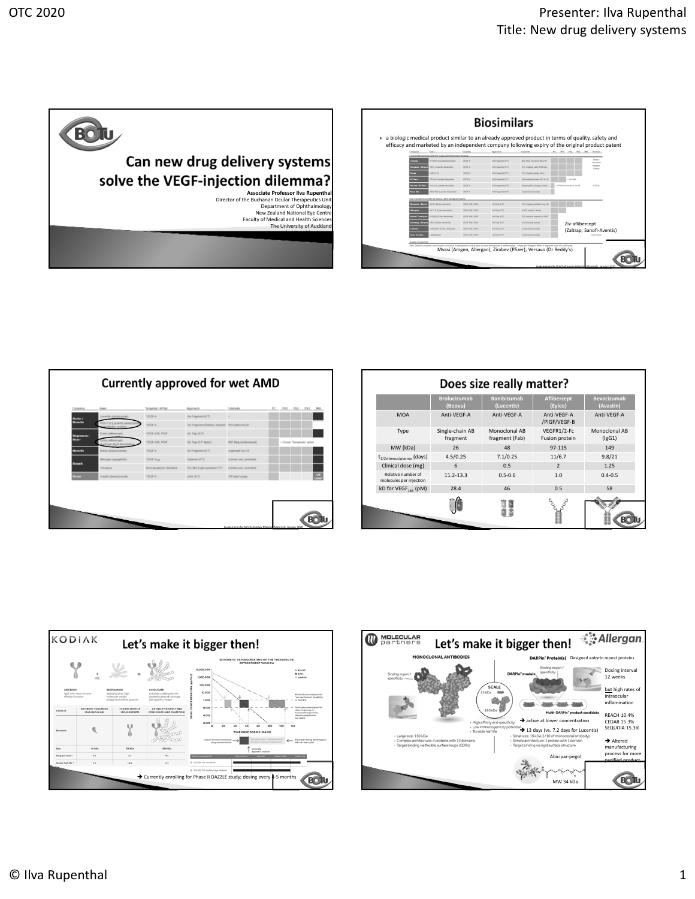## Can new drug delivery systems solve the VEGF-injection dilemma?

**Associate Professor Ilva Rupenthal**
Director of the Buchanan Ocular Therapeutics Unit
Department of Ophthalmology
New Zealand National Eye Centre
Faculty of Medical and Health Sciences
The University of Auckland

## Biosimilars

- a biologic medical product similar to an already approved product in terms of quality, safety and efficacy and marketed by an independent company following expiry of the original product patent

Ziv-aflibercept (Zaltrap; Sanofi-Aventis)

Mvasi (Amgen, Allergan); Zirabev (Pfizer); Versavo (Dr Reddy's)

## Currently approved for wet AMD

## Does size really matter?

| | Brolucizumab (Beovu) | Ranibizumab (Lucentis) | Aflibercept (Eylea) | Bevacizumab (Avastin) |
|---|---|---|---|---|
| MOA | Anti-VEGF-A | Anti-VEGF-A | Anti-VEGF-A /PlGF/VEGF-B | Anti-VEGF-A |
| Type | Single-chain AB fragment | Monoclonal AB fragment (Fab) | VEGFR1/2-Fc Fusion protein | Monoclonal AB (IgG1) |
| MW (kDa) | 26 | 48 | 97-115 | 149 |
| $t_{1/2 vitreous/plasma}$ (days) | 4.5/0.25 | 7.1/0.25 | 11/6.7 | 9.8/21 |
| Clinical dose (mg) | 6 | 0.5 | 2 | 1.25 |
| Relative number of molecules per injection | 11.2-13.3 | 0.5-0.6 | 1.0 | 0.4-0.5 |
| kD for $VEGF_{165}$ (pM) | 28.4 | 46 | 0.5 | 58 |

## Let's make it bigger then! (Kodiak)

→ Currently enrolling for Phase II DAZZLE study; dosing every 4-5 months

## Let's make it bigger then! (Molecular Partners / Allergan)

DARPin® Proteins: Designed ankyrin repeat proteins

- Dosing interval 12 weeks
- but high rates of intraocular inflammation
- REACH 10.4%
- CEDAR 15.3%
- SEQUOIA 15.3%

→ active at lower concentration

→ 13 days (vs. 7.2 days for Lucentis)

→ Altered manufacturing process for more purified product

Abicipar-pegol

MW 34 kDa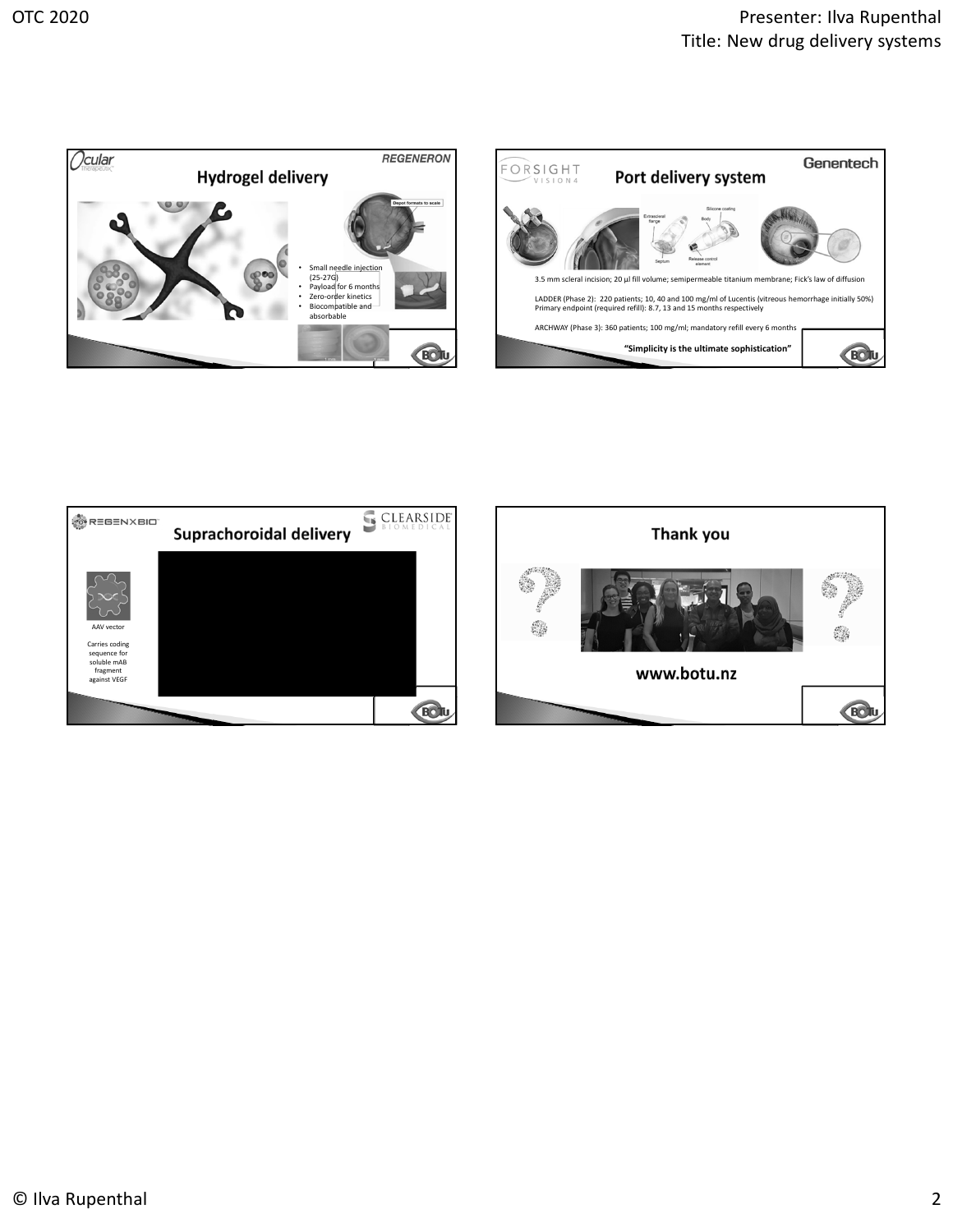## Hydrogel delivery

Ocular Therapeutix | REGENERON

Depot formats to scale

- Small needle injection (25-27G)
- Payload for 6 months
- Zero-order kinetics
- Biocompatible and absorbable

## Port delivery system

FORSIGHT VISION4 | Genentech

Extrascleral flange | Silicone coating | Body | Septum | Release control element

3.5 mm scleral incision; 20 µl fill volume; semipermeable titanium membrane; Fick's law of diffusion

LADDER (Phase 2): 220 patients; 10, 40 and 100 mg/ml of Lucentis (vitreous hemorrhage initially 50%)
Primary endpoint (required refill): 8.7, 13 and 15 months respectively

ARCHWAY (Phase 3): 360 patients; 100 mg/ml; mandatory refill every 6 months

**"Simplicity is the ultimate sophistication"**

## Suprachoroidal delivery

REGENXBIO | CLEARSIDE BIOMEDICAL

AAV vector

Carries coding sequence for soluble mAB fragment against VEGF

## Thank you

**www.botu.nz**